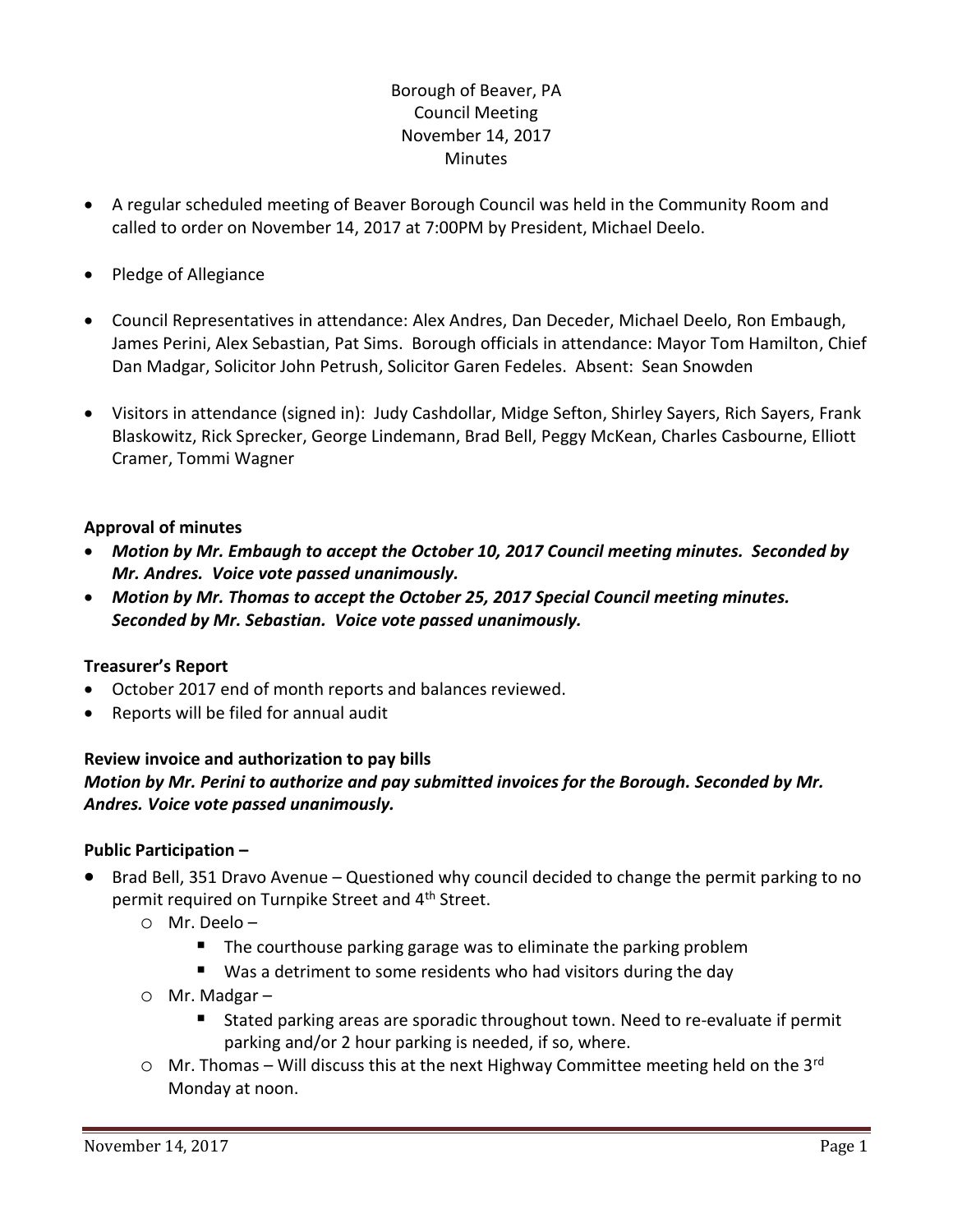Borough of Beaver, PA
Council Meeting
November 14, 2017
Minutes

- A regular scheduled meeting of Beaver Borough Council was held in the Community Room and called to order on November 14, 2017 at 7:00PM by President, Michael Deelo.
- Pledge of Allegiance
- Council Representatives in attendance: Alex Andres, Dan Deceder, Michael Deelo, Ron Embaugh, James Perini, Alex Sebastian, Pat Sims. Borough officials in attendance: Mayor Tom Hamilton, Chief Dan Madgar, Solicitor John Petrush, Solicitor Garen Fedeles. Absent: Sean Snowden
- Visitors in attendance (signed in): Judy Cashdollar, Midge Sefton, Shirley Sayers, Rich Sayers, Frank Blaskowitz, Rick Sprecker, George Lindemann, Brad Bell, Peggy McKean, Charles Casbourne, Elliott Cramer, Tommi Wagner

**Approval of minutes**

- ***Motion by Mr. Embaugh to accept the October 10, 2017 Council meeting minutes. Seconded by Mr. Andres. Voice vote passed unanimously.***
- ***Motion by Mr. Thomas to accept the October 25, 2017 Special Council meeting minutes. Seconded by Mr. Sebastian. Voice vote passed unanimously.***

**Treasurer's Report**

- October 2017 end of month reports and balances reviewed.
- Reports will be filed for annual audit

**Review invoice and authorization to pay bills**

***Motion by Mr. Perini to authorize and pay submitted invoices for the Borough. Seconded by Mr. Andres. Voice vote passed unanimously.***

**Public Participation –**

- Brad Bell, 351 Dravo Avenue – Questioned why council decided to change the permit parking to no permit required on Turnpike Street and 4th Street.
  - Mr. Deelo –
    - The courthouse parking garage was to eliminate the parking problem
    - Was a detriment to some residents who had visitors during the day
  - Mr. Madgar –
    - Stated parking areas are sporadic throughout town. Need to re-evaluate if permit parking and/or 2 hour parking is needed, if so, where.
  - Mr. Thomas – Will discuss this at the next Highway Committee meeting held on the 3rd Monday at noon.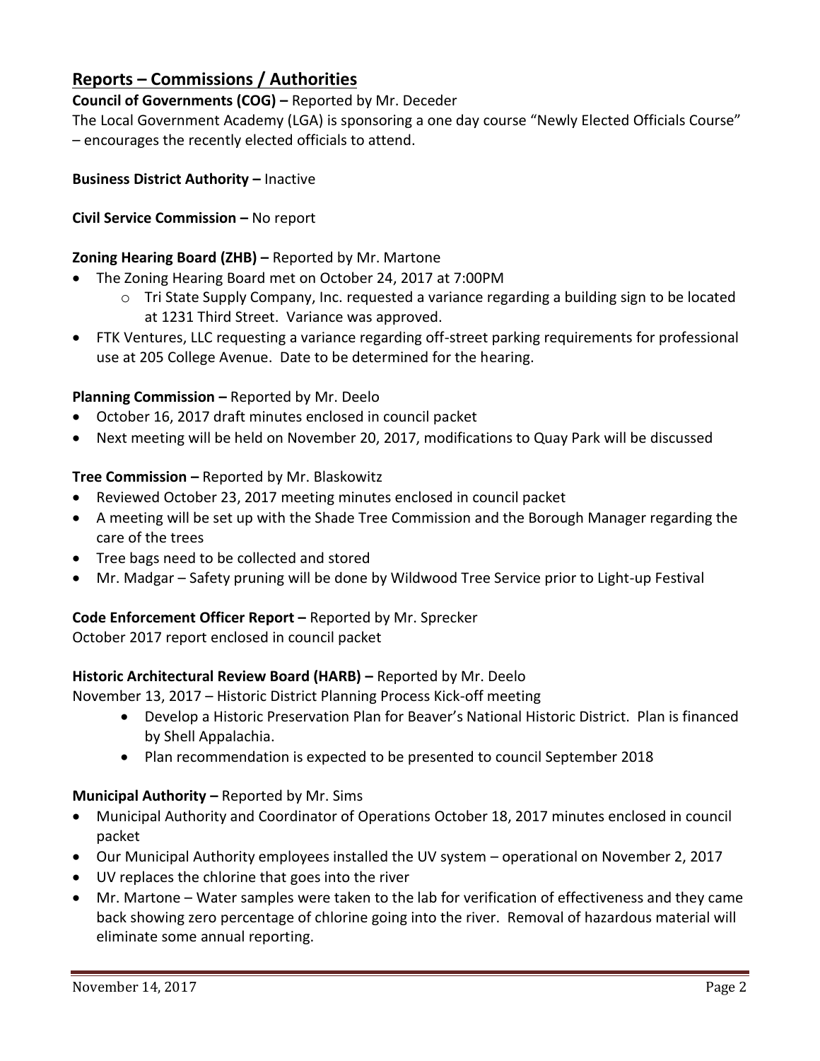## Reports – Commissions / Authorities

**Council of Governments (COG) –** Reported by Mr. Deceder
The Local Government Academy (LGA) is sponsoring a one day course "Newly Elected Officials Course" – encourages the recently elected officials to attend.

**Business District Authority –** Inactive

**Civil Service Commission –** No report

**Zoning Hearing Board (ZHB) –** Reported by Mr. Martone

- The Zoning Hearing Board met on October 24, 2017 at 7:00PM
  - Tri State Supply Company, Inc. requested a variance regarding a building sign to be located at 1231 Third Street. Variance was approved.
- FTK Ventures, LLC requesting a variance regarding off-street parking requirements for professional use at 205 College Avenue. Date to be determined for the hearing.

**Planning Commission –** Reported by Mr. Deelo

- October 16, 2017 draft minutes enclosed in council packet
- Next meeting will be held on November 20, 2017, modifications to Quay Park will be discussed

**Tree Commission –** Reported by Mr. Blaskowitz

- Reviewed October 23, 2017 meeting minutes enclosed in council packet
- A meeting will be set up with the Shade Tree Commission and the Borough Manager regarding the care of the trees
- Tree bags need to be collected and stored
- Mr. Madgar – Safety pruning will be done by Wildwood Tree Service prior to Light-up Festival

**Code Enforcement Officer Report –** Reported by Mr. Sprecker
October 2017 report enclosed in council packet

**Historic Architectural Review Board (HARB) –** Reported by Mr. Deelo
November 13, 2017 – Historic District Planning Process Kick-off meeting

- Develop a Historic Preservation Plan for Beaver's National Historic District. Plan is financed by Shell Appalachia.
- Plan recommendation is expected to be presented to council September 2018

**Municipal Authority –** Reported by Mr. Sims

- Municipal Authority and Coordinator of Operations October 18, 2017 minutes enclosed in council packet
- Our Municipal Authority employees installed the UV system – operational on November 2, 2017
- UV replaces the chlorine that goes into the river
- Mr. Martone – Water samples were taken to the lab for verification of effectiveness and they came back showing zero percentage of chlorine going into the river. Removal of hazardous material will eliminate some annual reporting.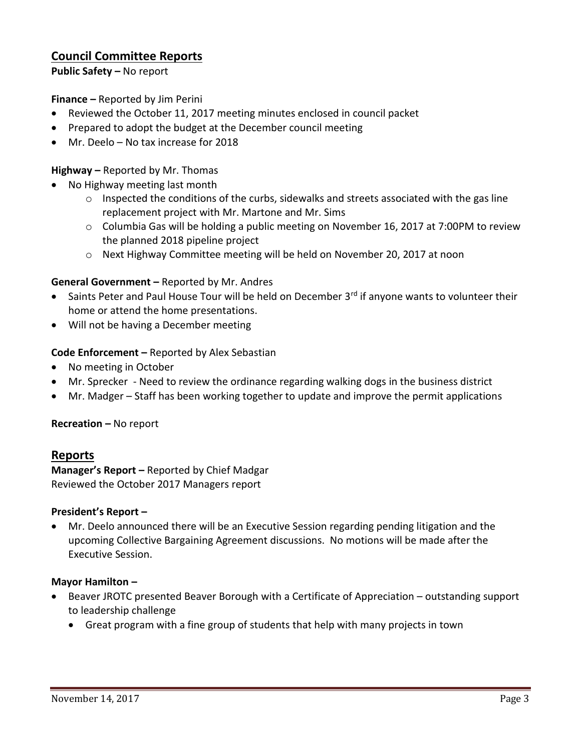## Council Committee Reports

**Public Safety –** No report

**Finance –** Reported by Jim Perini

- Reviewed the October 11, 2017 meeting minutes enclosed in council packet
- Prepared to adopt the budget at the December council meeting
- Mr. Deelo – No tax increase for 2018

**Highway –** Reported by Mr. Thomas

- No Highway meeting last month
  - Inspected the conditions of the curbs, sidewalks and streets associated with the gas line replacement project with Mr. Martone and Mr. Sims
  - Columbia Gas will be holding a public meeting on November 16, 2017 at 7:00PM to review the planned 2018 pipeline project
  - Next Highway Committee meeting will be held on November 20, 2017 at noon

**General Government –** Reported by Mr. Andres

- Saints Peter and Paul House Tour will be held on December 3rd if anyone wants to volunteer their home or attend the home presentations.
- Will not be having a December meeting

**Code Enforcement –** Reported by Alex Sebastian

- No meeting in October
- Mr. Sprecker - Need to review the ordinance regarding walking dogs in the business district
- Mr. Madger – Staff has been working together to update and improve the permit applications

**Recreation –** No report

## Reports

**Manager's Report –** Reported by Chief Madgar
Reviewed the October 2017 Managers report

**President's Report –**

- Mr. Deelo announced there will be an Executive Session regarding pending litigation and the upcoming Collective Bargaining Agreement discussions. No motions will be made after the Executive Session.

**Mayor Hamilton –**

- Beaver JROTC presented Beaver Borough with a Certificate of Appreciation – outstanding support to leadership challenge
  - Great program with a fine group of students that help with many projects in town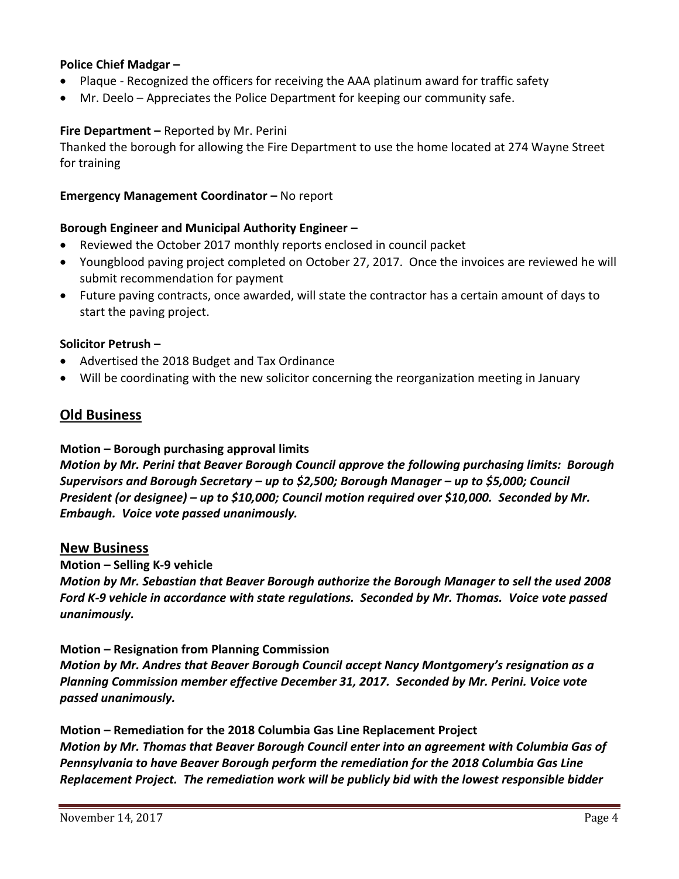**Police Chief Madgar –**

- Plaque - Recognized the officers for receiving the AAA platinum award for traffic safety
- Mr. Deelo – Appreciates the Police Department for keeping our community safe.

**Fire Department –** Reported by Mr. Perini

Thanked the borough for allowing the Fire Department to use the home located at 274 Wayne Street for training

**Emergency Management Coordinator –** No report

**Borough Engineer and Municipal Authority Engineer –**

- Reviewed the October 2017 monthly reports enclosed in council packet
- Youngblood paving project completed on October 27, 2017. Once the invoices are reviewed he will submit recommendation for payment
- Future paving contracts, once awarded, will state the contractor has a certain amount of days to start the paving project.

**Solicitor Petrush –**

- Advertised the 2018 Budget and Tax Ordinance
- Will be coordinating with the new solicitor concerning the reorganization meeting in January

## Old Business

**Motion – Borough purchasing approval limits**

***Motion by Mr. Perini that Beaver Borough Council approve the following purchasing limits: Borough Supervisors and Borough Secretary – up to $2,500; Borough Manager – up to $5,000; Council President (or designee) – up to $10,000; Council motion required over $10,000. Seconded by Mr. Embaugh. Voice vote passed unanimously.***

## New Business

**Motion – Selling K-9 vehicle**

***Motion by Mr. Sebastian that Beaver Borough authorize the Borough Manager to sell the used 2008 Ford K-9 vehicle in accordance with state regulations. Seconded by Mr. Thomas. Voice vote passed unanimously.***

**Motion – Resignation from Planning Commission**

***Motion by Mr. Andres that Beaver Borough Council accept Nancy Montgomery's resignation as a Planning Commission member effective December 31, 2017. Seconded by Mr. Perini. Voice vote passed unanimously.***

**Motion – Remediation for the 2018 Columbia Gas Line Replacement Project**

***Motion by Mr. Thomas that Beaver Borough Council enter into an agreement with Columbia Gas of Pennsylvania to have Beaver Borough perform the remediation for the 2018 Columbia Gas Line Replacement Project. The remediation work will be publicly bid with the lowest responsible bidder***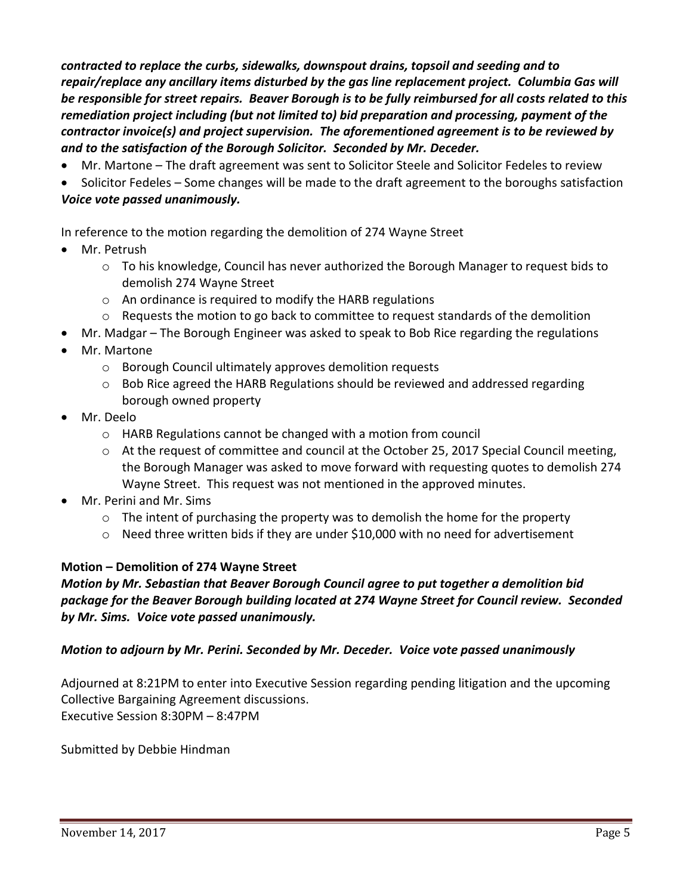***contracted to replace the curbs, sidewalks, downspout drains, topsoil and seeding and to repair/replace any ancillary items disturbed by the gas line replacement project. Columbia Gas will be responsible for street repairs. Beaver Borough is to be fully reimbursed for all costs related to this remediation project including (but not limited to) bid preparation and processing, payment of the contractor invoice(s) and project supervision. The aforementioned agreement is to be reviewed by and to the satisfaction of the Borough Solicitor. Seconded by Mr. Deceder.***

- Mr. Martone – The draft agreement was sent to Solicitor Steele and Solicitor Fedeles to review
- Solicitor Fedeles – Some changes will be made to the draft agreement to the boroughs satisfaction

***Voice vote passed unanimously.***

In reference to the motion regarding the demolition of 274 Wayne Street

- Mr. Petrush
  - To his knowledge, Council has never authorized the Borough Manager to request bids to demolish 274 Wayne Street
  - An ordinance is required to modify the HARB regulations
  - Requests the motion to go back to committee to request standards of the demolition
- Mr. Madgar – The Borough Engineer was asked to speak to Bob Rice regarding the regulations
- Mr. Martone
  - Borough Council ultimately approves demolition requests
  - Bob Rice agreed the HARB Regulations should be reviewed and addressed regarding borough owned property
- Mr. Deelo
  - HARB Regulations cannot be changed with a motion from council
  - At the request of committee and council at the October 25, 2017 Special Council meeting, the Borough Manager was asked to move forward with requesting quotes to demolish 274 Wayne Street. This request was not mentioned in the approved minutes.
- Mr. Perini and Mr. Sims
  - The intent of purchasing the property was to demolish the home for the property
  - Need three written bids if they are under $10,000 with no need for advertisement

**Motion – Demolition of 274 Wayne Street**

***Motion by Mr. Sebastian that Beaver Borough Council agree to put together a demolition bid package for the Beaver Borough building located at 274 Wayne Street for Council review. Seconded by Mr. Sims. Voice vote passed unanimously.***

***Motion to adjourn by Mr. Perini. Seconded by Mr. Deceder. Voice vote passed unanimously***

Adjourned at 8:21PM to enter into Executive Session regarding pending litigation and the upcoming Collective Bargaining Agreement discussions.
Executive Session 8:30PM – 8:47PM

Submitted by Debbie Hindman